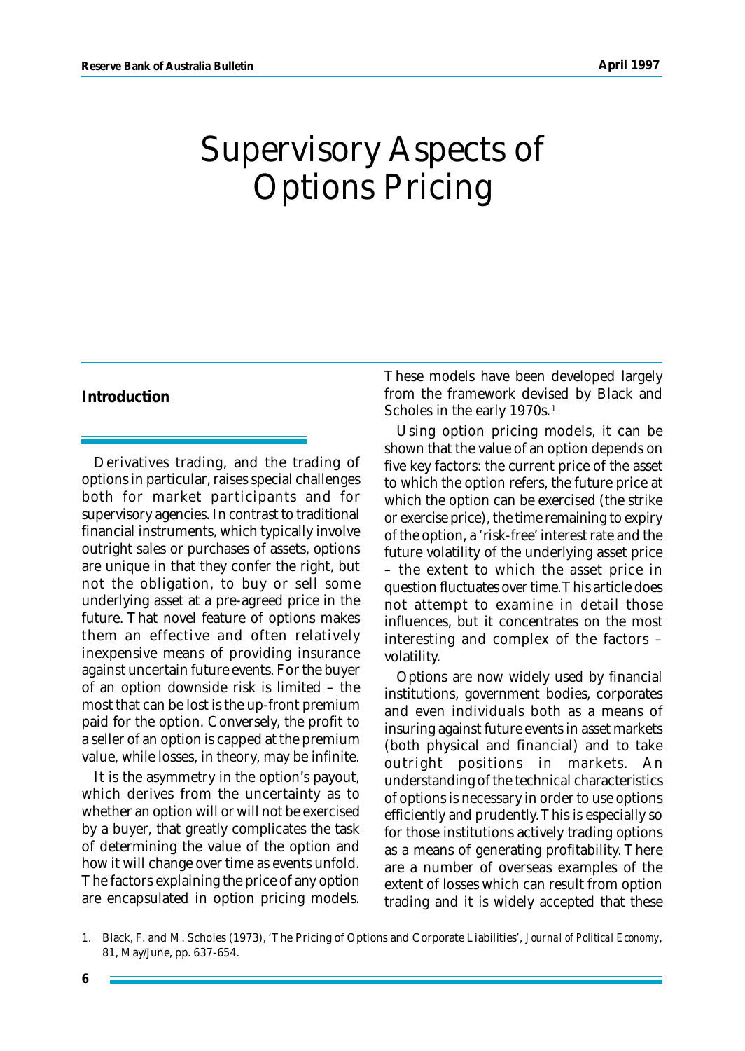# Supervisory Aspects of Options Pricing

## Introduction

Derivatives trading, and the trading of options in particular, raises special challenges both for market participants and for supervisory agencies. In contrast to traditional financial instruments, which typically involve outright sales or purchases of assets, options are unique in that they confer the right, but not the obligation, to buy or sell some underlying asset at a pre-agreed price in the future. That novel feature of options makes them an effective and often relatively inexpensive means of providing insurance against uncertain future events. For the buyer of an option downside risk is limited – the most that can be lost is the up-front premium paid for the option. Conversely, the profit to a seller of an option is capped at the premium value, while losses, in theory, may be infinite.

It is the asymmetry in the option's payout, which derives from the uncertainty as to whether an option will or will not be exercised by a buyer, that greatly complicates the task of determining the value of the option and how it will change over time as events unfold. The factors explaining the price of any option are encapsulated in option pricing models. These models have been developed largely from the framework devised by Black and Scholes in the early 1970s.[1]

Using option pricing models, it can be shown that the value of an option depends on five key factors: the current price of the asset to which the option refers, the future price at which the option can be exercised (the strike or exercise price), the time remaining to expiry of the option, a 'risk-free' interest rate and the future volatility of the underlying asset price – the extent to which the asset price in question fluctuates over time. This article does not attempt to examine in detail those influences, but it concentrates on the most interesting and complex of the factors – volatility.

Options are now widely used by financial institutions, government bodies, corporates and even individuals both as a means of insuring against future events in asset markets (both physical and financial) and to take outright positions in markets. An understanding of the technical characteristics of options is necessary in order to use options efficiently and prudently. This is especially so for those institutions actively trading options as a means of generating profitability. There are a number of overseas examples of the extent of losses which can result from option trading and it is widely accepted that these

1. Black, F. and M. Scholes (1973), 'The Pricing of Options and Corporate Liabilities', *Journal of Political Economy*, 81, May/June, pp. 637-654.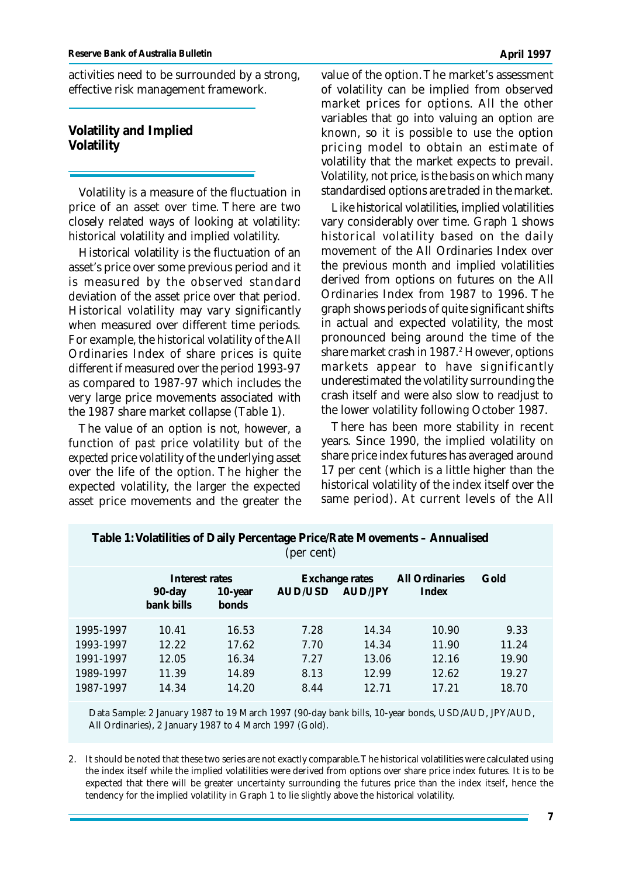activities need to be surrounded by a strong, effective risk management framework.

## Volatility and Implied Volatility

Volatility is a measure of the fluctuation in price of an asset over time. There are two closely related ways of looking at volatility: historical volatility and implied volatility.

Historical volatility is the fluctuation of an asset's price over some previous period and it is measured by the observed standard deviation of the asset price over that period. Historical volatility may vary significantly when measured over different time periods. For example, the historical volatility of the All Ordinaries Index of share prices is quite different if measured over the period 1993-97 as compared to 1987-97 which includes the very large price movements associated with the 1987 share market collapse (Table 1).

The value of an option is not, however, a function of *past* price volatility but of the *expected* price volatility of the underlying asset over the life of the option. The higher the expected volatility, the larger the expected asset price movements and the greater the value of the option. The market's assessment of volatility can be implied from observed market prices for options. All the other variables that go into valuing an option are known, so it is possible to use the option pricing model to obtain an estimate of volatility that the market expects to prevail. Volatility, not price, is the basis on which many standardised options are traded in the market.

Like historical volatilities, implied volatilities vary considerably over time. Graph 1 shows historical volatility based on the daily movement of the All Ordinaries Index over the previous month and implied volatilities derived from options on futures on the All Ordinaries Index from 1987 to 1996. The graph shows periods of quite significant shifts in actual and expected volatility, the most pronounced being around the time of the share market crash in 1987.[2] However, options markets appear to have significantly underestimated the volatility surrounding the crash itself and were also slow to readjust to the lower volatility following October 1987.

There has been more stability in recent years. Since 1990, the implied volatility on share price index futures has averaged around 17 per cent (which is a little higher than the historical volatility of the index itself over the same period). At current levels of the All

**Table 1: Volatilities of Daily Percentage Price/Rate Movements – Annualised**
(per cent)

| | Interest rates | | Exchange rates | | All Ordinaries Index | Gold |
|---|---|---|---|---|---|---|
| | 90-day bank bills | 10-year bonds | AUD/USD | AUD/JPY | | |
| 1995-1997 | 10.41 | 16.53 | 7.28 | 14.34 | 10.90 | 9.33 |
| 1993-1997 | 12.22 | 17.62 | 7.70 | 14.34 | 11.90 | 11.24 |
| 1991-1997 | 12.05 | 16.34 | 7.27 | 13.06 | 12.16 | 19.90 |
| 1989-1997 | 11.39 | 14.89 | 8.13 | 12.99 | 12.62 | 19.27 |
| 1987-1997 | 14.34 | 14.20 | 8.44 | 12.71 | 17.21 | 18.70 |

Data Sample: 2 January 1987 to 19 March 1997 (90-day bank bills, 10-year bonds, USD/AUD, JPY/AUD, All Ordinaries), 2 January 1987 to 4 March 1997 (Gold).

2. It should be noted that these two series are not exactly comparable. The historical volatilities were calculated using the index itself while the implied volatilities were derived from options over share price index futures. It is to be expected that there will be greater uncertainty surrounding the futures price than the index itself, hence the tendency for the implied volatility in Graph 1 to lie slightly above the historical volatility.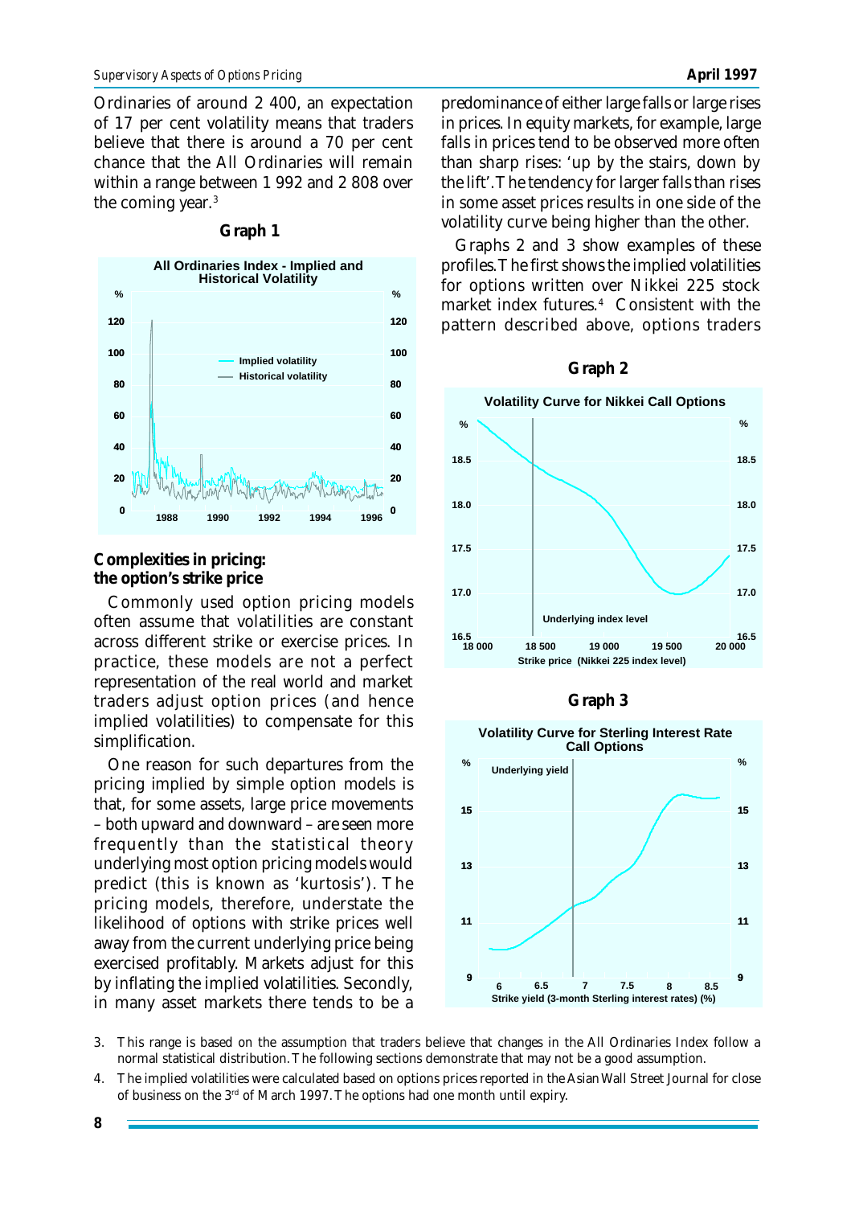Ordinaries of around 2 400, an expectation of 17 per cent volatility means that traders believe that there is around a 70 per cent chance that the All Ordinaries will remain within a range between 1 992 and 2 808 over the coming year.[3]

**Graph 1**

All Ordinaries Index - Implied and Historical Volatility

### Complexities in pricing: the option's strike price

Commonly used option pricing models often assume that volatilities are constant across different strike or exercise prices. In practice, these models are not a perfect representation of the real world and market traders adjust option prices (and hence implied volatilities) to compensate for this simplification.

One reason for such departures from the pricing implied by simple option models is that, for some assets, large price movements – both upward and downward – are seen more frequently than the statistical theory underlying most option pricing models would predict (this is known as 'kurtosis'). The pricing models, therefore, understate the likelihood of options with strike prices well away from the current underlying price being exercised profitably. Markets adjust for this by inflating the implied volatilities. Secondly, in many asset markets there tends to be a predominance of either large falls or large rises in prices. In equity markets, for example, large falls in prices tend to be observed more often than sharp rises: 'up by the stairs, down by the lift'. The tendency for larger falls than rises in some asset prices results in one side of the volatility curve being higher than the other.

Graphs 2 and 3 show examples of these profiles. The first shows the implied volatilities for options written over Nikkei 225 stock market index futures.[4] Consistent with the pattern described above, options traders

**Graph 2**

Volatility Curve for Nikkei Call Options

**Graph 3**

Volatility Curve for Sterling Interest Rate Call Options

3. This range is based on the assumption that traders believe that changes in the All Ordinaries Index follow a normal statistical distribution. The following sections demonstrate that may not be a good assumption.

4. The implied volatilities were calculated based on options prices reported in the Asian Wall Street Journal for close of business on the 3rd of March 1997. The options had one month until expiry.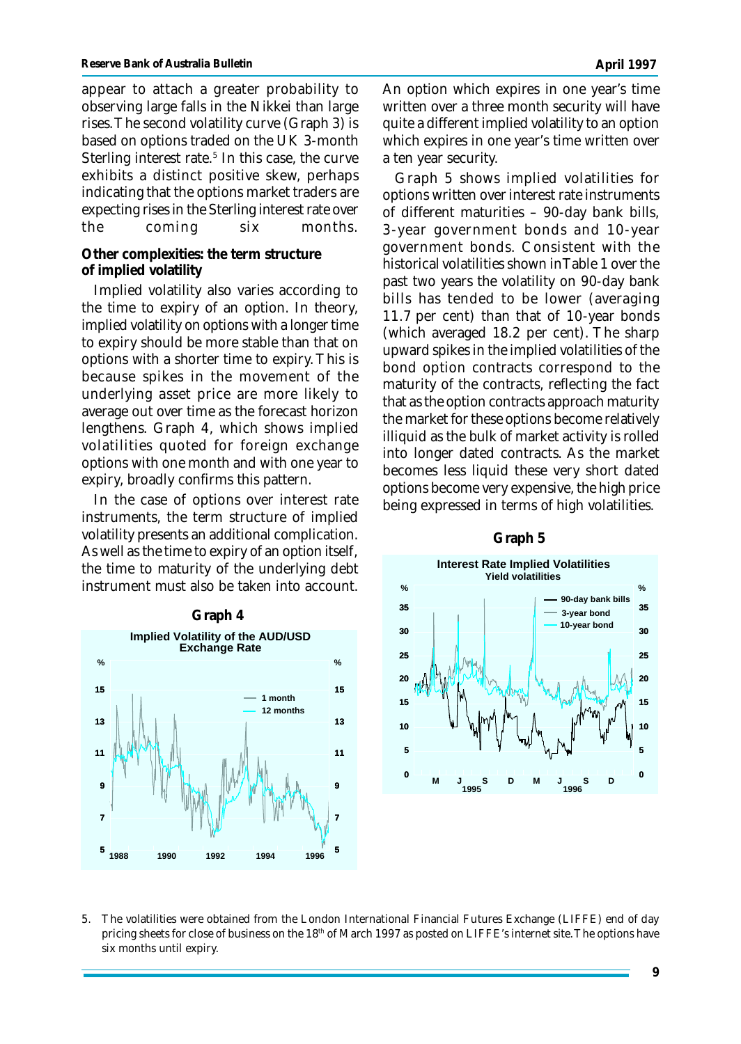appear to attach a greater probability to observing large falls in the Nikkei than large rises. The second volatility curve (Graph 3) is based on options traded on the UK 3-month Sterling interest rate.[5] In this case, the curve exhibits a distinct positive skew, perhaps indicating that the options market traders are expecting rises in the Sterling interest rate over the coming six months.

**Other complexities: the term structure of implied volatility**

Implied volatility also varies according to the time to expiry of an option. In theory, implied volatility on options with a longer time to expiry should be more stable than that on options with a shorter time to expiry. This is because spikes in the movement of the underlying asset price are more likely to average out over time as the forecast horizon lengthens. Graph 4, which shows implied volatilities quoted for foreign exchange options with one month and with one year to expiry, broadly confirms this pattern.

In the case of options over interest rate instruments, the term structure of implied volatility presents an additional complication. As well as the time to expiry of an option itself, the time to maturity of the underlying debt instrument must also be taken into account.

**Graph 4**

Implied Volatility of the AUD/USD Exchange Rate

An option which expires in one year's time written over a three month security will have quite a different implied volatility to an option which expires in one year's time written over a ten year security.

Graph 5 shows implied volatilities for options written over interest rate instruments of different maturities – 90-day bank bills, 3-year government bonds and 10-year government bonds. Consistent with the historical volatilities shown in Table 1 over the past two years the volatility on 90-day bank bills has tended to be lower (averaging 11.7 per cent) than that of 10-year bonds (which averaged 18.2 per cent). The sharp upward spikes in the implied volatilities of the bond option contracts correspond to the maturity of the contracts, reflecting the fact that as the option contracts approach maturity the market for these options become relatively illiquid as the bulk of market activity is rolled into longer dated contracts. As the market becomes less liquid these very short dated options become very expensive, the high price being expressed in terms of high volatilities.

**Graph 5**

Interest Rate Implied Volatilities
Yield volatilities

5. The volatilities were obtained from the London International Financial Futures Exchange (LIFFE) end of day pricing sheets for close of business on the 18th of March 1997 as posted on LIFFE's internet site. The options have six months until expiry.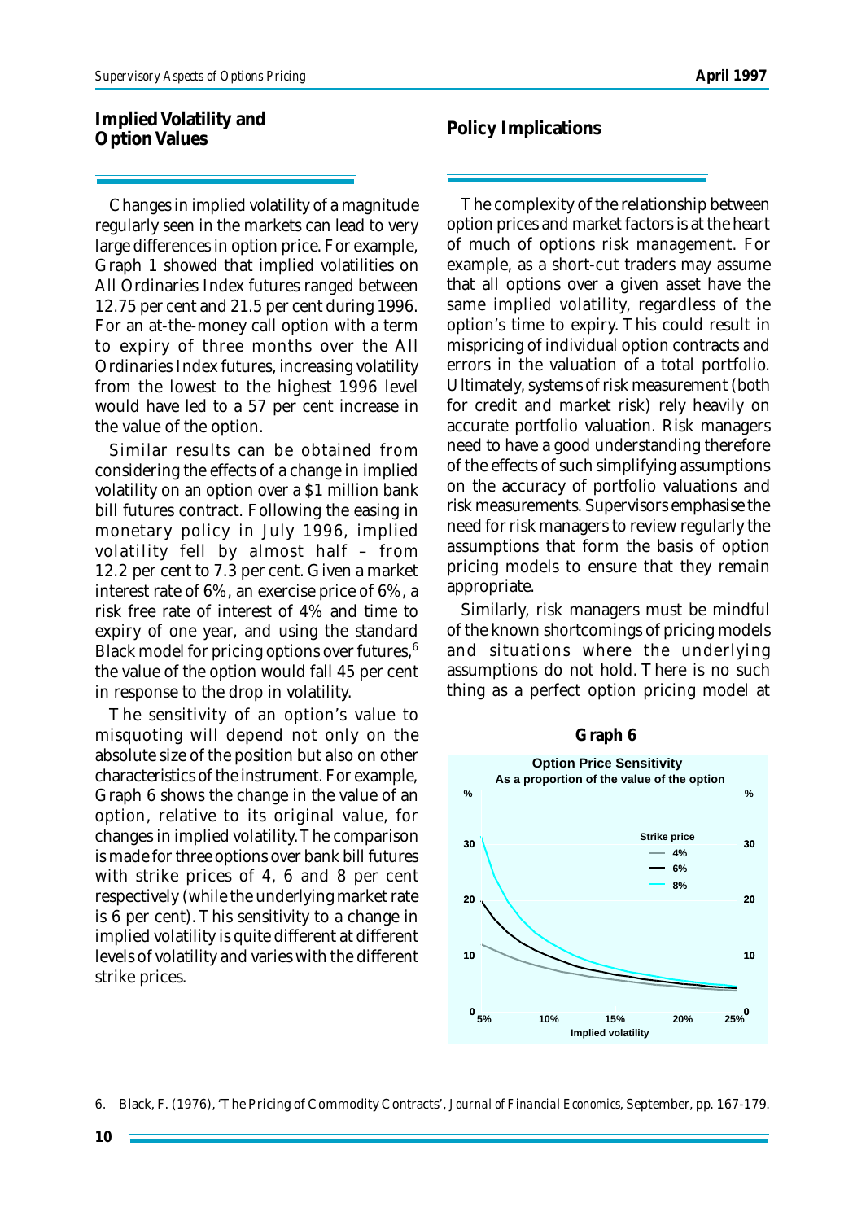## Implied Volatility and Option Values

Changes in implied volatility of a magnitude regularly seen in the markets can lead to very large differences in option price. For example, Graph 1 showed that implied volatilities on All Ordinaries Index futures ranged between 12.75 per cent and 21.5 per cent during 1996. For an at-the-money call option with a term to expiry of three months over the All Ordinaries Index futures, increasing volatility from the lowest to the highest 1996 level would have led to a 57 per cent increase in the value of the option.

Similar results can be obtained from considering the effects of a change in implied volatility on an option over a $1 million bank bill futures contract. Following the easing in monetary policy in July 1996, implied volatility fell by almost half – from 12.2 per cent to 7.3 per cent. Given a market interest rate of 6%, an exercise price of 6%, a risk free rate of interest of 4% and time to expiry of one year, and using the standard Black model for pricing options over futures,[6] the value of the option would fall 45 per cent in response to the drop in volatility.

The sensitivity of an option's value to misquoting will depend not only on the absolute size of the position but also on other characteristics of the instrument. For example, Graph 6 shows the change in the value of an option, relative to its original value, for changes in implied volatility. The comparison is made for three options over bank bill futures with strike prices of 4, 6 and 8 per cent respectively (while the underlying market rate is 6 per cent). This sensitivity to a change in implied volatility is quite different at different levels of volatility and varies with the different strike prices.

## Policy Implications

The complexity of the relationship between option prices and market factors is at the heart of much of options risk management. For example, as a short-cut traders may assume that all options over a given asset have the same implied volatility, regardless of the option's time to expiry. This could result in mispricing of individual option contracts and errors in the valuation of a total portfolio. Ultimately, systems of risk measurement (both for credit and market risk) rely heavily on accurate portfolio valuation. Risk managers need to have a good understanding therefore of the effects of such simplifying assumptions on the accuracy of portfolio valuations and risk measurements. Supervisors emphasise the need for risk managers to review regularly the assumptions that form the basis of option pricing models to ensure that they remain appropriate.

Similarly, risk managers must be mindful of the known shortcomings of pricing models and situations where the underlying assumptions do not hold. There is no such thing as a perfect option pricing model at

**Graph 6**

**Option Price Sensitivity**
As a proportion of the value of the option

6. Black, F. (1976), 'The Pricing of Commodity Contracts', *Journal of Financial Economics*, September, pp. 167-179.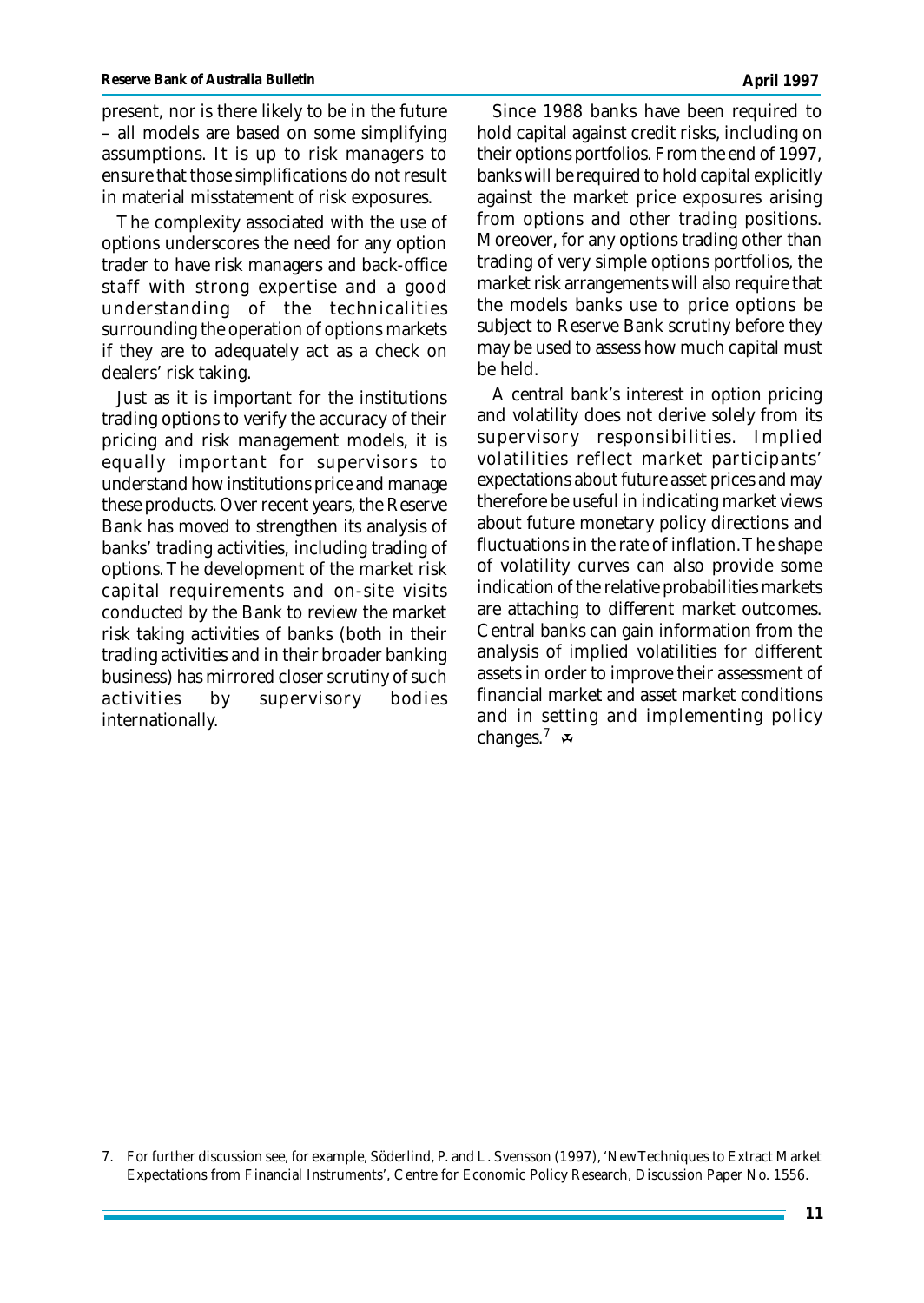present, nor is there likely to be in the future – all models are based on some simplifying assumptions. It is up to risk managers to ensure that those simplifications do not result in material misstatement of risk exposures.

The complexity associated with the use of options underscores the need for any option trader to have risk managers and back-office staff with strong expertise and a good understanding of the technicalities surrounding the operation of options markets if they are to adequately act as a check on dealers' risk taking.

Just as it is important for the institutions trading options to verify the accuracy of their pricing and risk management models, it is equally important for supervisors to understand how institutions price and manage these products. Over recent years, the Reserve Bank has moved to strengthen its analysis of banks' trading activities, including trading of options. The development of the market risk capital requirements and on-site visits conducted by the Bank to review the market risk taking activities of banks (both in their trading activities and in their broader banking business) has mirrored closer scrutiny of such activities by supervisory bodies internationally.

Since 1988 banks have been required to hold capital against credit risks, including on their options portfolios. From the end of 1997, banks will be required to hold capital explicitly against the market price exposures arising from options and other trading positions. Moreover, for any options trading other than trading of very simple options portfolios, the market risk arrangements will also require that the models banks use to price options be subject to Reserve Bank scrutiny before they may be used to assess how much capital must be held.

A central bank's interest in option pricing and volatility does not derive solely from its supervisory responsibilities. Implied volatilities reflect market participants' expectations about future asset prices and may therefore be useful in indicating market views about future monetary policy directions and fluctuations in the rate of inflation. The shape of volatility curves can also provide some indication of the relative probabilities markets are attaching to different market outcomes. Central banks can gain information from the analysis of implied volatilities for different assets in order to improve their assessment of financial market and asset market conditions and in setting and implementing policy changes.[7]

7. For further discussion see, for example, Söderlind, P. and L. Svensson (1997), 'New Techniques to Extract Market Expectations from Financial Instruments', Centre for Economic Policy Research, Discussion Paper No. 1556.